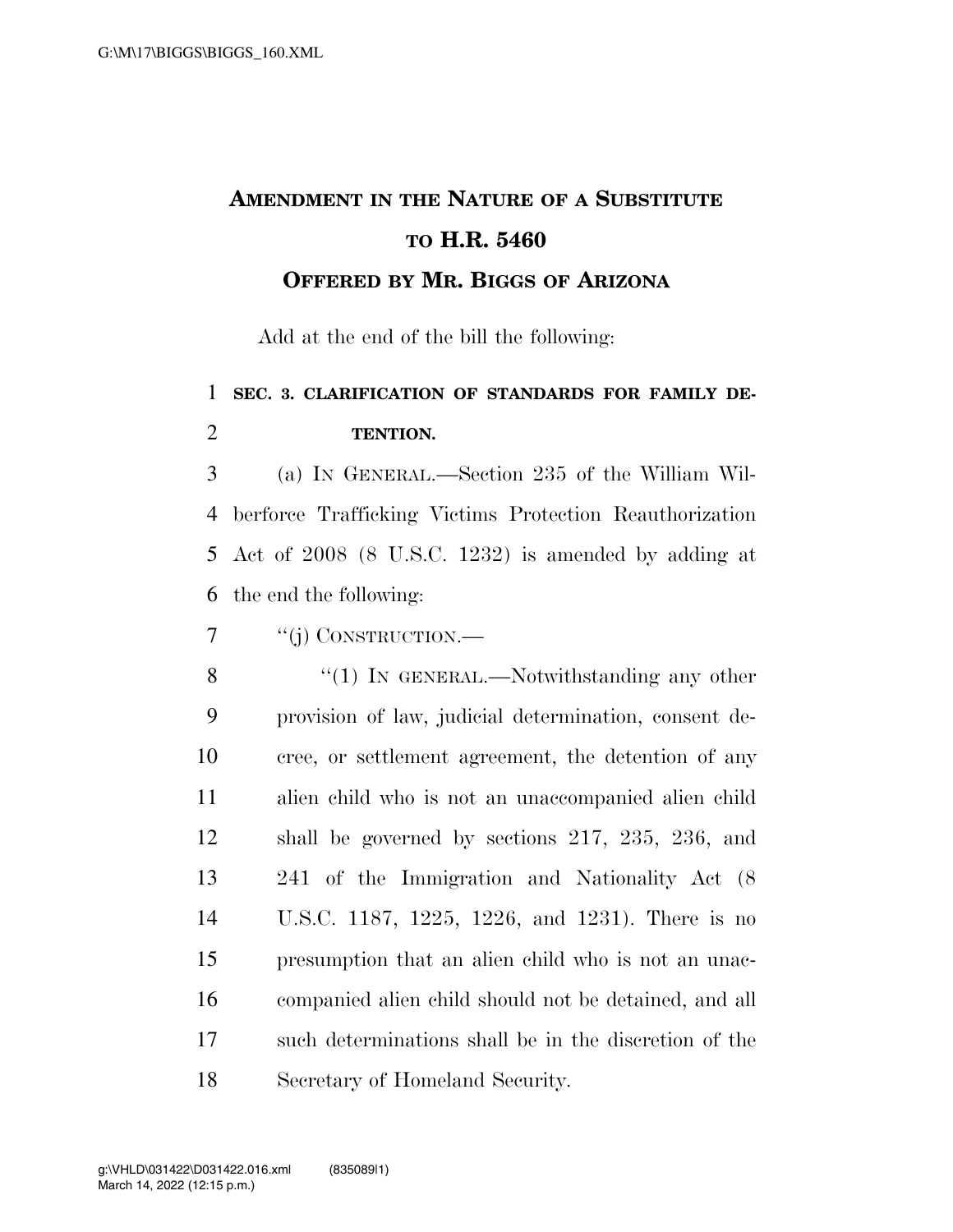# Amendment in the Nature of a Substitute to H.R. 5460

## Offered by Mr. Biggs of Arizona

Add at the end of the bill the following:

**SEC. 3. CLARIFICATION OF STANDARDS FOR FAMILY DETENTION.**

(a) IN GENERAL.—Section 235 of the William Wilberforce Trafficking Victims Protection Reauthorization Act of 2008 (8 U.S.C. 1232) is amended by adding at the end the following:

"(j) CONSTRUCTION.—

"(1) IN GENERAL.—Notwithstanding any other provision of law, judicial determination, consent decree, or settlement agreement, the detention of any alien child who is not an unaccompanied alien child shall be governed by sections 217, 235, 236, and 241 of the Immigration and Nationality Act (8 U.S.C. 1187, 1225, 1226, and 1231). There is no presumption that an alien child who is not an unaccompanied alien child should not be detained, and all such determinations shall be in the discretion of the Secretary of Homeland Security.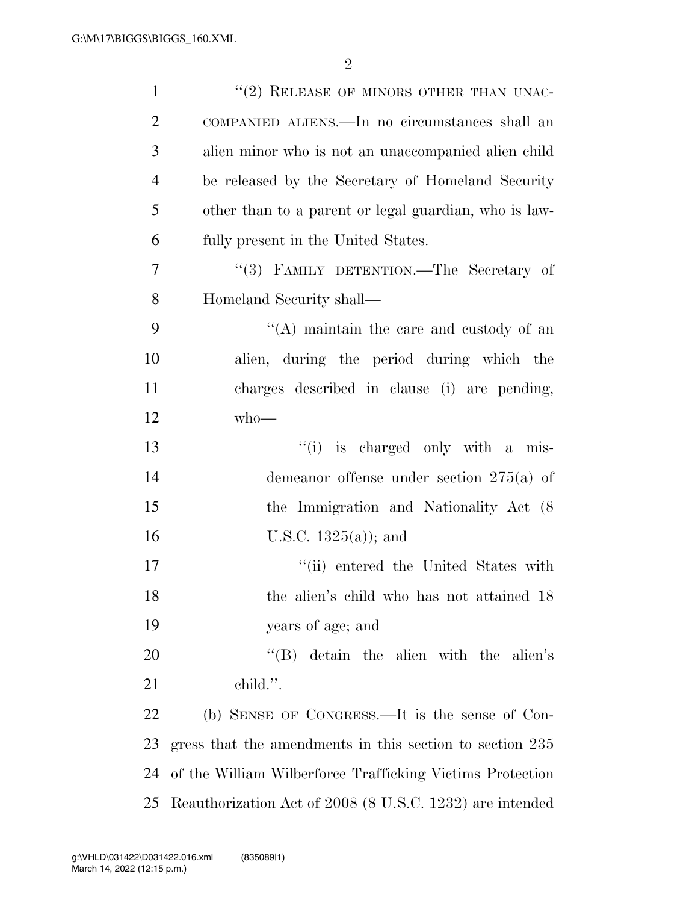"(2) RELEASE OF MINORS OTHER THAN UNACCOMPANIED ALIENS.—In no circumstances shall an alien minor who is not an unaccompanied alien child be released by the Secretary of Homeland Security other than to a parent or legal guardian, who is lawfully present in the United States.

"(3) FAMILY DETENTION.—The Secretary of Homeland Security shall—

"(A) maintain the care and custody of an alien, during the period during which the charges described in clause (i) are pending, who—

"(i) is charged only with a misdemeanor offense under section 275(a) of the Immigration and Nationality Act (8 U.S.C. 1325(a)); and

"(ii) entered the United States with the alien's child who has not attained 18 years of age; and

"(B) detain the alien with the alien's child.".

(b) SENSE OF CONGRESS.—It is the sense of Congress that the amendments in this section to section 235 of the William Wilberforce Trafficking Victims Protection Reauthorization Act of 2008 (8 U.S.C. 1232) are intended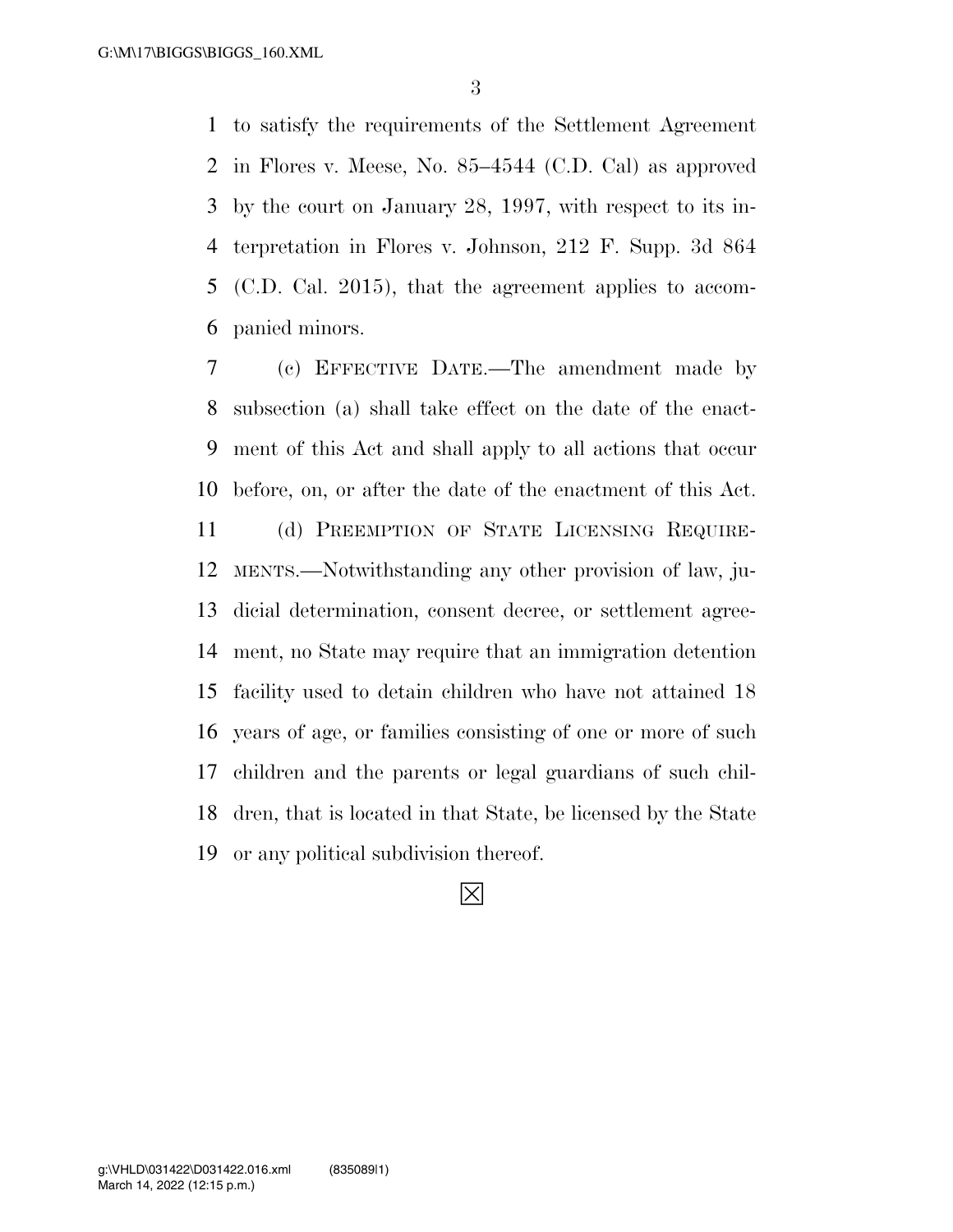to satisfy the requirements of the Settlement Agreement in Flores v. Meese, No. 85–4544 (C.D. Cal) as approved by the court on January 28, 1997, with respect to its interpretation in Flores v. Johnson, 212 F. Supp. 3d 864 (C.D. Cal. 2015), that the agreement applies to accompanied minors.

(c) EFFECTIVE DATE.—The amendment made by subsection (a) shall take effect on the date of the enactment of this Act and shall apply to all actions that occur before, on, or after the date of the enactment of this Act.

(d) PREEMPTION OF STATE LICENSING REQUIREMENTS.—Notwithstanding any other provision of law, judicial determination, consent decree, or settlement agreement, no State may require that an immigration detention facility used to detain children who have not attained 18 years of age, or families consisting of one or more of such children and the parents or legal guardians of such children, that is located in that State, be licensed by the State or any political subdivision thereof.

☒